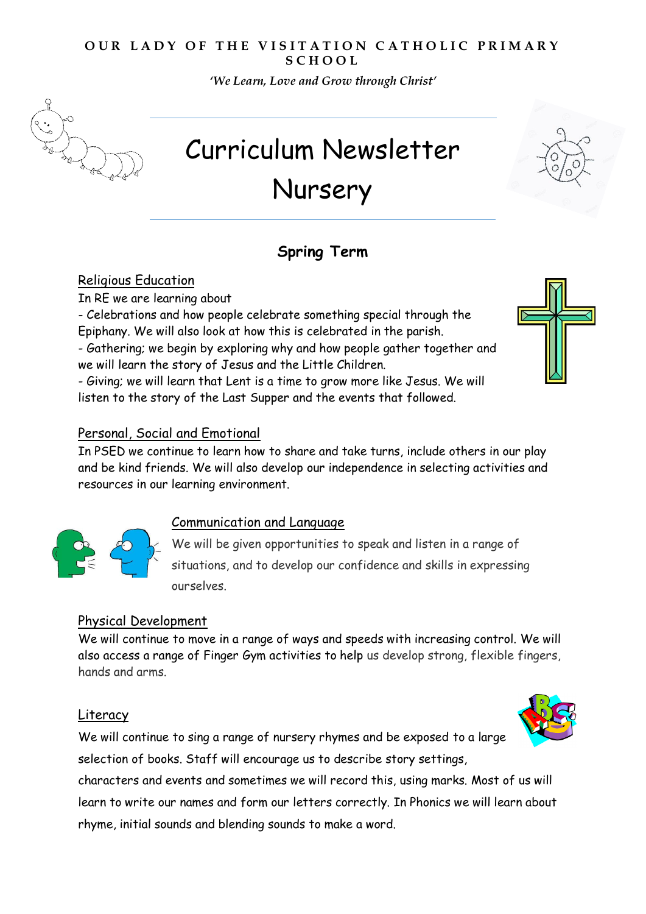OUR LADY OF THE VISITATION CATHOLIC PRIMARY SCHOOL

*'We Learn, Love and Grow through Christ'*

# Curriculum Newsletter
# Nursery

## Spring Term

### Religious Education

In RE we are learning about

- Celebrations and how people celebrate something special through the Epiphany. We will also look at how this is celebrated in the parish.
- Gathering; we begin by exploring why and how people gather together and we will learn the story of Jesus and the Little Children.
- Giving; we will learn that Lent is a time to grow more like Jesus. We will listen to the story of the Last Supper and the events that followed.

### Personal, Social and Emotional

In PSED we continue to learn how to share and take turns, include others in our play and be kind friends. We will also develop our independence in selecting activities and resources in our learning environment.

### Communication and Language

We will be given opportunities to speak and listen in a range of situations, and to develop our confidence and skills in expressing ourselves.

### Physical Development

We will continue to move in a range of ways and speeds with increasing control. We will also access a range of Finger Gym activities to help us develop strong, flexible fingers, hands and arms.

### Literacy

We will continue to sing a range of nursery rhymes and be exposed to a large selection of books. Staff will encourage us to describe story settings, characters and events and sometimes we will record this, using marks. Most of us will learn to write our names and form our letters correctly. In Phonics we will learn about rhyme, initial sounds and blending sounds to make a word.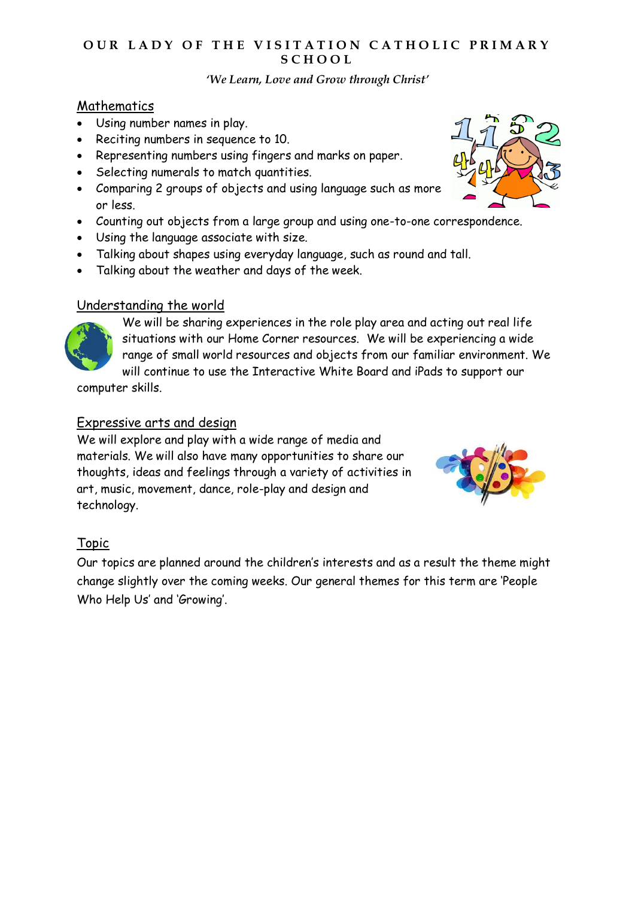OUR LADY OF THE VISITATION CATHOLIC PRIMARY SCHOOL

*'We Learn, Love and Grow through Christ'*

## Mathematics

- Using number names in play.
- Reciting numbers in sequence to 10.
- Representing numbers using fingers and marks on paper.
- Selecting numerals to match quantities.
- Comparing 2 groups of objects and using language such as more or less.
- Counting out objects from a large group and using one-to-one correspondence.
- Using the language associate with size.
- Talking about shapes using everyday language, such as round and tall.
- Talking about the weather and days of the week.

## Understanding the world

We will be sharing experiences in the role play area and acting out real life situations with our Home Corner resources. We will be experiencing a wide range of small world resources and objects from our familiar environment. We will continue to use the Interactive White Board and iPads to support our computer skills.

## Expressive arts and design

We will explore and play with a wide range of media and materials. We will also have many opportunities to share our thoughts, ideas and feelings through a variety of activities in art, music, movement, dance, role-play and design and technology.

## Topic

Our topics are planned around the children's interests and as a result the theme might change slightly over the coming weeks. Our general themes for this term are 'People Who Help Us' and 'Growing'.